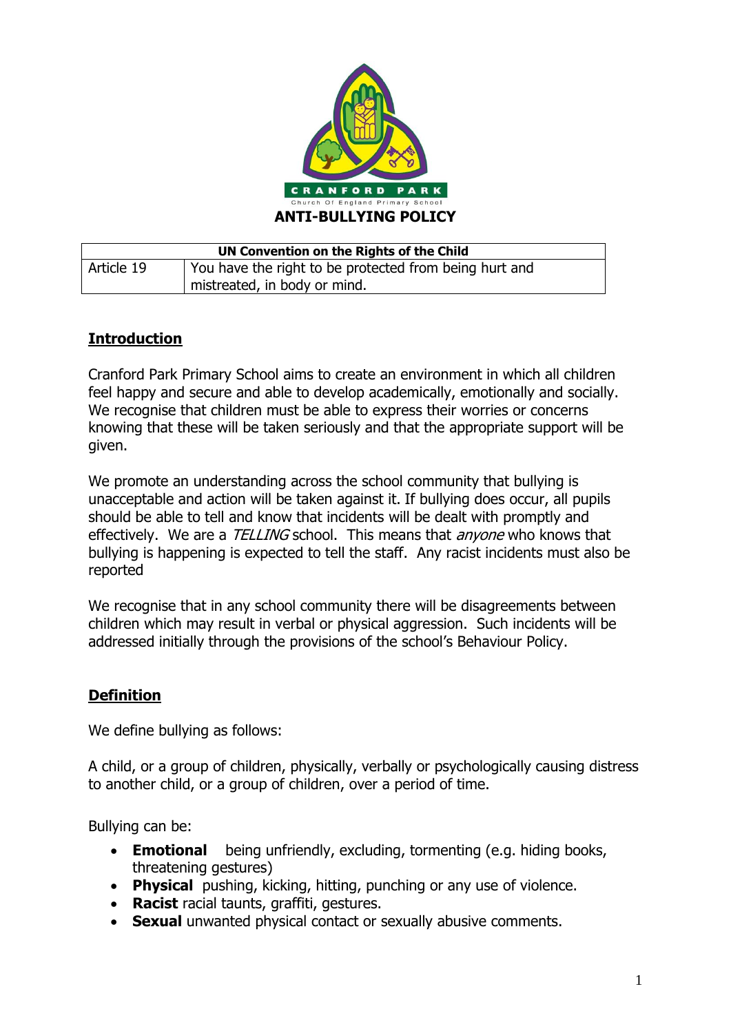CRANFORD PARK

Church Of England Primary School

# ANTI-BULLYING POLICY

| UN Convention on the Rights of the Child | |
|---|---|
| Article 19 | You have the right to be protected from being hurt and mistreated, in body or mind. |

## Introduction

Cranford Park Primary School aims to create an environment in which all children feel happy and secure and able to develop academically, emotionally and socially. We recognise that children must be able to express their worries or concerns knowing that these will be taken seriously and that the appropriate support will be given.

We promote an understanding across the school community that bullying is unacceptable and action will be taken against it. If bullying does occur, all pupils should be able to tell and know that incidents will be dealt with promptly and effectively. We are a *TELLING* school. This means that *anyone* who knows that bullying is happening is expected to tell the staff. Any racist incidents must also be reported

We recognise that in any school community there will be disagreements between children which may result in verbal or physical aggression. Such incidents will be addressed initially through the provisions of the school's Behaviour Policy.

## Definition

We define bullying as follows:

A child, or a group of children, physically, verbally or psychologically causing distress to another child, or a group of children, over a period of time.

Bullying can be:

- **Emotional** being unfriendly, excluding, tormenting (e.g. hiding books, threatening gestures)
- **Physical** pushing, kicking, hitting, punching or any use of violence.
- **Racist** racial taunts, graffiti, gestures.
- **Sexual** unwanted physical contact or sexually abusive comments.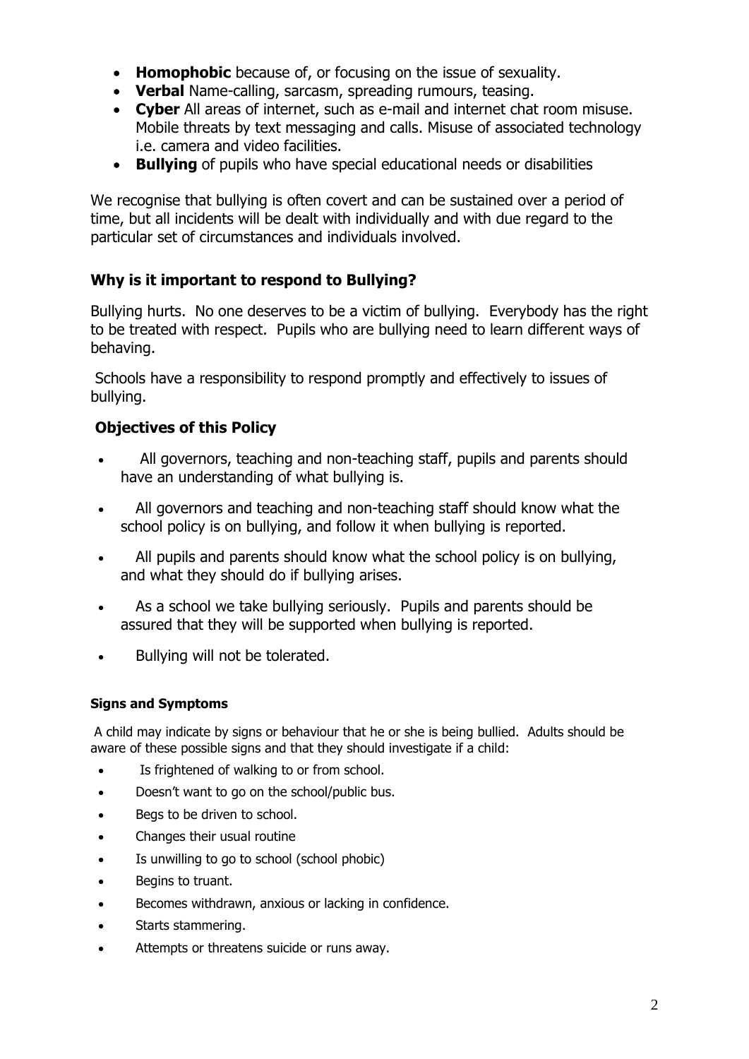- **Homophobic** because of, or focusing on the issue of sexuality.
- **Verbal** Name-calling, sarcasm, spreading rumours, teasing.
- **Cyber** All areas of internet, such as e-mail and internet chat room misuse. Mobile threats by text messaging and calls. Misuse of associated technology i.e. camera and video facilities.
- **Bullying** of pupils who have special educational needs or disabilities

We recognise that bullying is often covert and can be sustained over a period of time, but all incidents will be dealt with individually and with due regard to the particular set of circumstances and individuals involved.

### Why is it important to respond to Bullying?

Bullying hurts. No one deserves to be a victim of bullying. Everybody has the right to be treated with respect. Pupils who are bullying need to learn different ways of behaving.

Schools have a responsibility to respond promptly and effectively to issues of bullying.

### Objectives of this Policy

- All governors, teaching and non-teaching staff, pupils and parents should have an understanding of what bullying is.
- All governors and teaching and non-teaching staff should know what the school policy is on bullying, and follow it when bullying is reported.
- All pupils and parents should know what the school policy is on bullying, and what they should do if bullying arises.
- As a school we take bullying seriously. Pupils and parents should be assured that they will be supported when bullying is reported.
- Bullying will not be tolerated.

#### Signs and Symptoms

A child may indicate by signs or behaviour that he or she is being bullied. Adults should be aware of these possible signs and that they should investigate if a child:

- Is frightened of walking to or from school.
- Doesn't want to go on the school/public bus.
- Begs to be driven to school.
- Changes their usual routine
- Is unwilling to go to school (school phobic)
- Begins to truant.
- Becomes withdrawn, anxious or lacking in confidence.
- Starts stammering.
- Attempts or threatens suicide or runs away.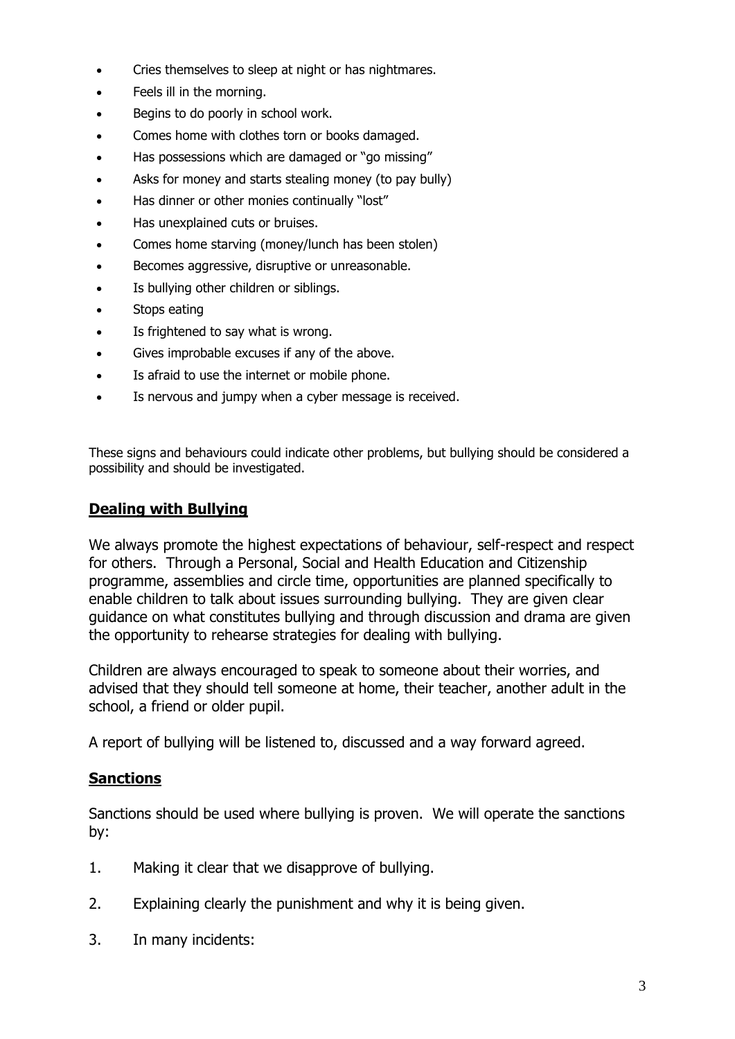- Cries themselves to sleep at night or has nightmares.
- Feels ill in the morning.
- Begins to do poorly in school work.
- Comes home with clothes torn or books damaged.
- Has possessions which are damaged or "go missing"
- Asks for money and starts stealing money (to pay bully)
- Has dinner or other monies continually "lost"
- Has unexplained cuts or bruises.
- Comes home starving (money/lunch has been stolen)
- Becomes aggressive, disruptive or unreasonable.
- Is bullying other children or siblings.
- Stops eating
- Is frightened to say what is wrong.
- Gives improbable excuses if any of the above.
- Is afraid to use the internet or mobile phone.
- Is nervous and jumpy when a cyber message is received.

These signs and behaviours could indicate other problems, but bullying should be considered a possibility and should be investigated.

## **Dealing with Bullying**

We always promote the highest expectations of behaviour, self-respect and respect for others. Through a Personal, Social and Health Education and Citizenship programme, assemblies and circle time, opportunities are planned specifically to enable children to talk about issues surrounding bullying. They are given clear guidance on what constitutes bullying and through discussion and drama are given the opportunity to rehearse strategies for dealing with bullying.

Children are always encouraged to speak to someone about their worries, and advised that they should tell someone at home, their teacher, another adult in the school, a friend or older pupil.

A report of bullying will be listened to, discussed and a way forward agreed.

## **Sanctions**

Sanctions should be used where bullying is proven. We will operate the sanctions by:

1. Making it clear that we disapprove of bullying.
2. Explaining clearly the punishment and why it is being given.
3. In many incidents: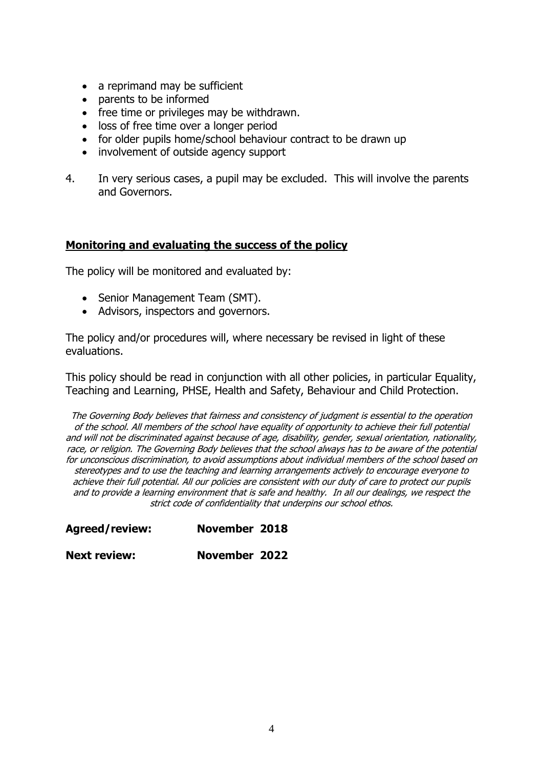- a reprimand may be sufficient
- parents to be informed
- free time or privileges may be withdrawn.
- loss of free time over a longer period
- for older pupils home/school behaviour contract to be drawn up
- involvement of outside agency support

4. In very serious cases, a pupil may be excluded. This will involve the parents and Governors.

## Monitoring and evaluating the success of the policy

The policy will be monitored and evaluated by:

- Senior Management Team (SMT).
- Advisors, inspectors and governors.

The policy and/or procedures will, where necessary be revised in light of these evaluations.

This policy should be read in conjunction with all other policies, in particular Equality, Teaching and Learning, PHSE, Health and Safety, Behaviour and Child Protection.

*The Governing Body believes that fairness and consistency of judgment is essential to the operation of the school. All members of the school have equality of opportunity to achieve their full potential and will not be discriminated against because of age, disability, gender, sexual orientation, nationality, race, or religion. The Governing Body believes that the school always has to be aware of the potential for unconscious discrimination, to avoid assumptions about individual members of the school based on stereotypes and to use the teaching and learning arrangements actively to encourage everyone to achieve their full potential. All our policies are consistent with our duty of care to protect our pupils and to provide a learning environment that is safe and healthy. In all our dealings, we respect the strict code of confidentiality that underpins our school ethos.*

**Agreed/review: November 2018**

**Next review: November 2022**